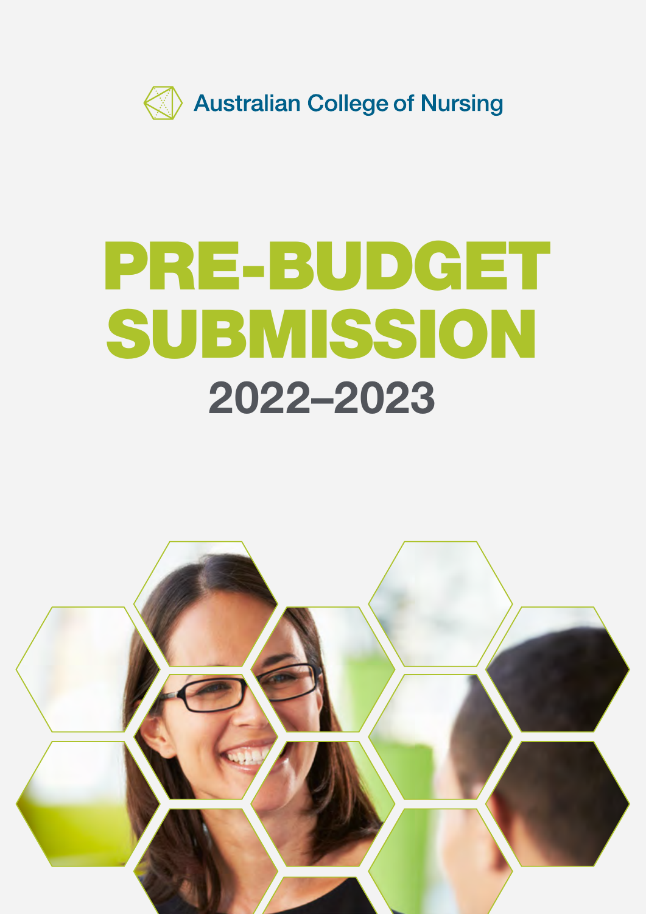Australian College of Nursing

# PRE-BUDGET SUBMISSION

## 2022–2023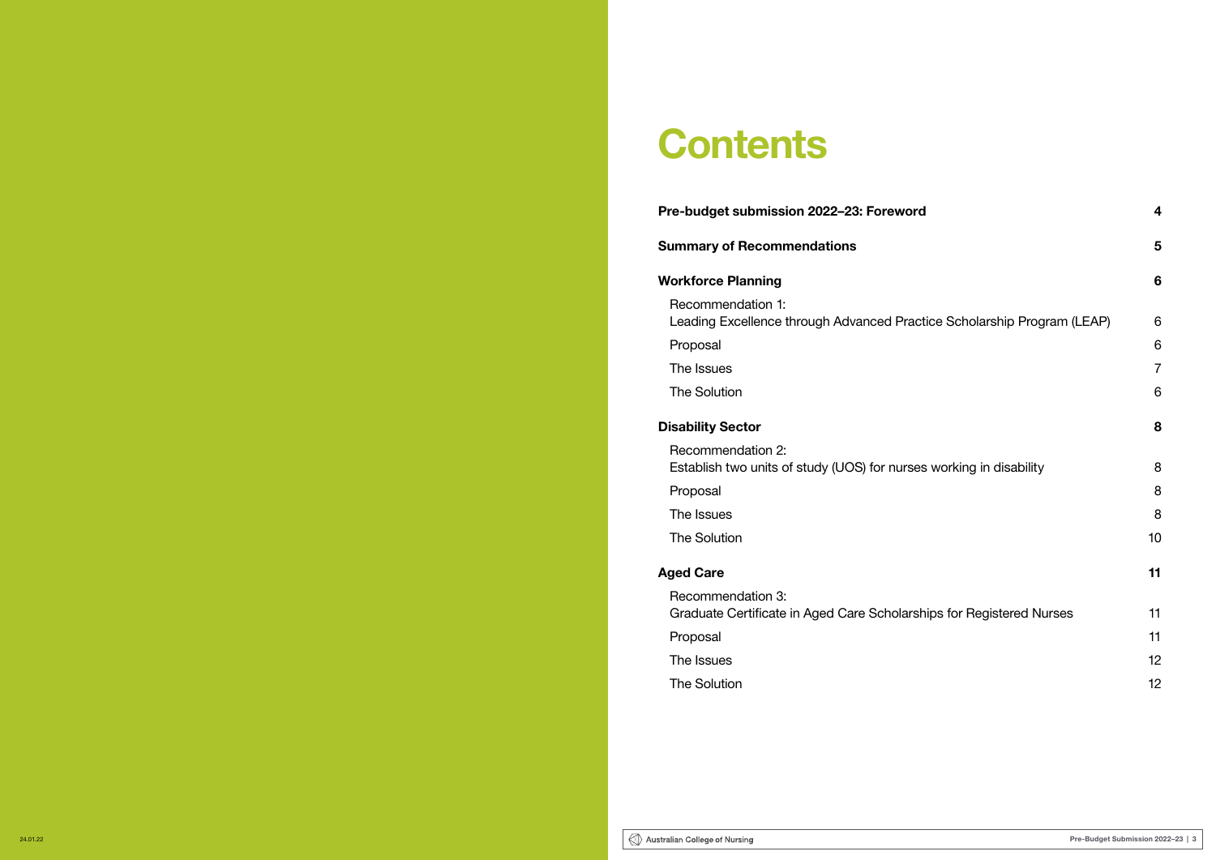# Contents

| | |
|---|---|
| **Pre-budget submission 2022–23: Foreword** | **4** |
| **Summary of Recommendations** | **5** |
| **Workforce Planning** | **6** |
| Recommendation 1: Leading Excellence through Advanced Practice Scholarship Program (LEAP) | 6 |
| Proposal | 6 |
| The Issues | 7 |
| The Solution | 6 |
| **Disability Sector** | **8** |
| Recommendation 2: Establish two units of study (UOS) for nurses working in disability | 8 |
| Proposal | 8 |
| The Issues | 8 |
| The Solution | 10 |
| **Aged Care** | **11** |
| Recommendation 3: Graduate Certificate in Aged Care Scholarships for Registered Nurses | 11 |
| Proposal | 11 |
| The Issues | 12 |
| The Solution | 12 |

24.01.22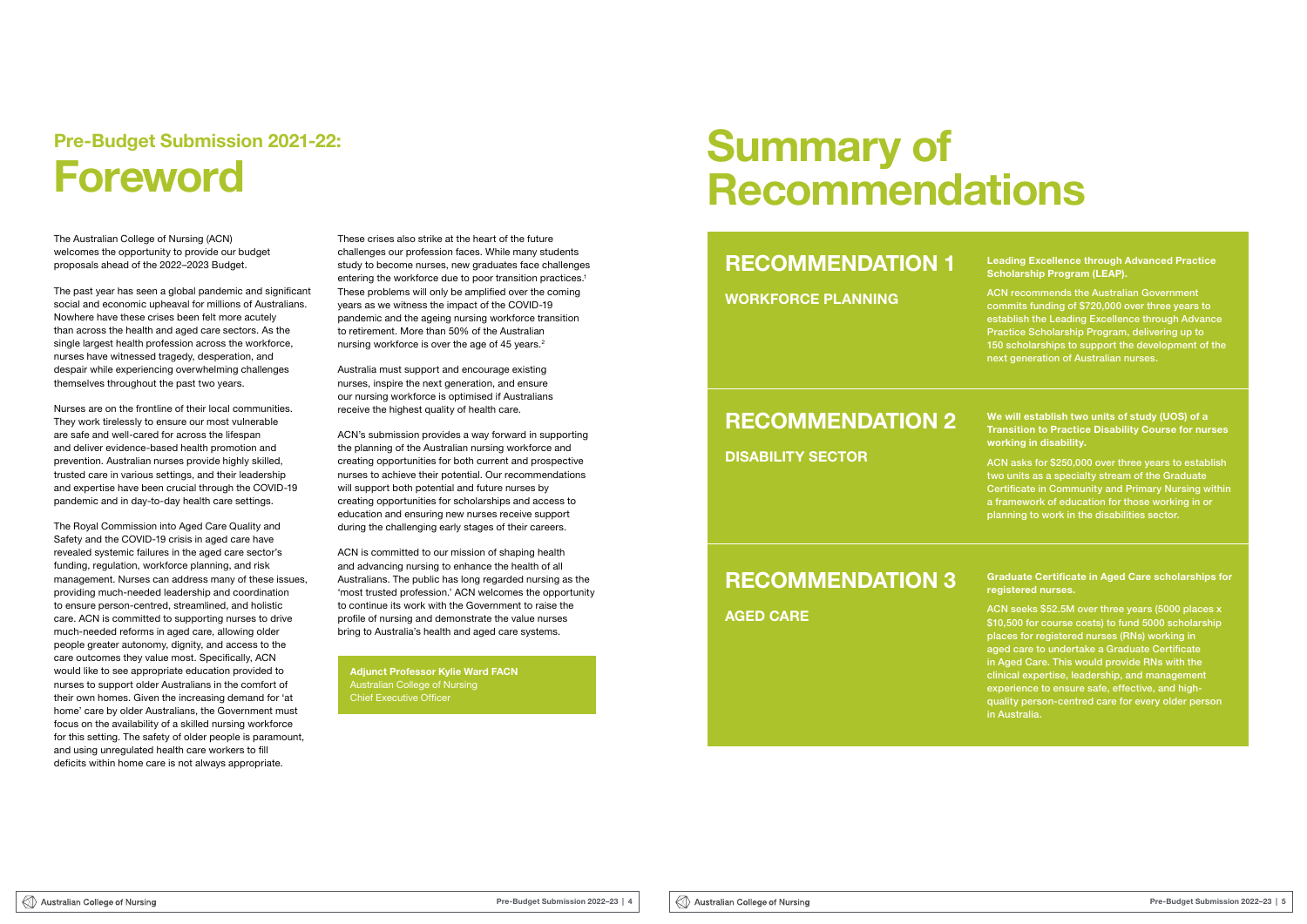## Pre-Budget Submission 2021-22:

# Foreword

The Australian College of Nursing (ACN) welcomes the opportunity to provide our budget proposals ahead of the 2022–2023 Budget.

The past year has seen a global pandemic and significant social and economic upheaval for millions of Australians. Nowhere have these crises been felt more acutely than across the health and aged care sectors. As the single largest health profession across the workforce, nurses have witnessed tragedy, desperation, and despair while experiencing overwhelming challenges themselves throughout the past two years.

Nurses are on the frontline of their local communities. They work tirelessly to ensure our most vulnerable are safe and well-cared for across the lifespan and deliver evidence-based health promotion and prevention. Australian nurses provide highly skilled, trusted care in various settings, and their leadership and expertise have been crucial through the COVID-19 pandemic and in day-to-day health care settings.

The Royal Commission into Aged Care Quality and Safety and the COVID-19 crisis in aged care have revealed systemic failures in the aged care sector's funding, regulation, workforce planning, and risk management. Nurses can address many of these issues, providing much-needed leadership and coordination to ensure person-centred, streamlined, and holistic care. ACN is committed to supporting nurses to drive much-needed reforms in aged care, allowing older people greater autonomy, dignity, and access to the care outcomes they value most. Specifically, ACN would like to see appropriate education provided to nurses to support older Australians in the comfort of their own homes. Given the increasing demand for 'at home' care by older Australians, the Government must focus on the availability of a skilled nursing workforce for this setting. The safety of older people is paramount, and using unregulated health care workers to fill deficits within home care is not always appropriate.

These crises also strike at the heart of the future challenges our profession faces. While many students study to become nurses, new graduates face challenges entering the workforce due to poor transition practices.[1] These problems will only be amplified over the coming years as we witness the impact of the COVID-19 pandemic and the ageing nursing workforce transition to retirement. More than 50% of the Australian nursing workforce is over the age of 45 years.[2]

Australia must support and encourage existing nurses, inspire the next generation, and ensure our nursing workforce is optimised if Australians receive the highest quality of health care.

ACN's submission provides a way forward in supporting the planning of the Australian nursing workforce and creating opportunities for both current and prospective nurses to achieve their potential. Our recommendations will support both potential and future nurses by creating opportunities for scholarships and access to education and ensuring new nurses receive support during the challenging early stages of their careers.

ACN is committed to our mission of shaping health and advancing nursing to enhance the health of all Australians. The public has long regarded nursing as the 'most trusted profession.' ACN welcomes the opportunity to continue its work with the Government to raise the profile of nursing and demonstrate the value nurses bring to Australia's health and aged care systems.

**Adjunct Professor Kylie Ward FACN**
Australian College of Nursing
Chief Executive Officer

# Summary of Recommendations

## RECOMMENDATION 1

### WORKFORCE PLANNING

**Leading Excellence through Advanced Practice Scholarship Program (LEAP).**

ACN recommends the Australian Government commits funding of $720,000 over three years to establish the Leading Excellence through Advance Practice Scholarship Program, delivering up to 150 scholarships to support the development of the next generation of Australian nurses.

## RECOMMENDATION 2

### DISABILITY SECTOR

**We will establish two units of study (UOS) of a Transition to Practice Disability Course for nurses working in disability.**

ACN asks for $250,000 over three years to establish two units as a specialty stream of the Graduate Certificate in Community and Primary Nursing within a framework of education for those working in or planning to work in the disabilities sector.

## RECOMMENDATION 3

### AGED CARE

**Graduate Certificate in Aged Care scholarships for registered nurses.**

ACN seeks $52.5M over three years (5000 places x $10,500 for course costs) to fund 5000 scholarship places for registered nurses (RNs) working in aged care to undertake a Graduate Certificate in Aged Care. This would provide RNs with the clinical expertise, leadership, and management experience to ensure safe, effective, and high-quality person-centred care for every older person in Australia.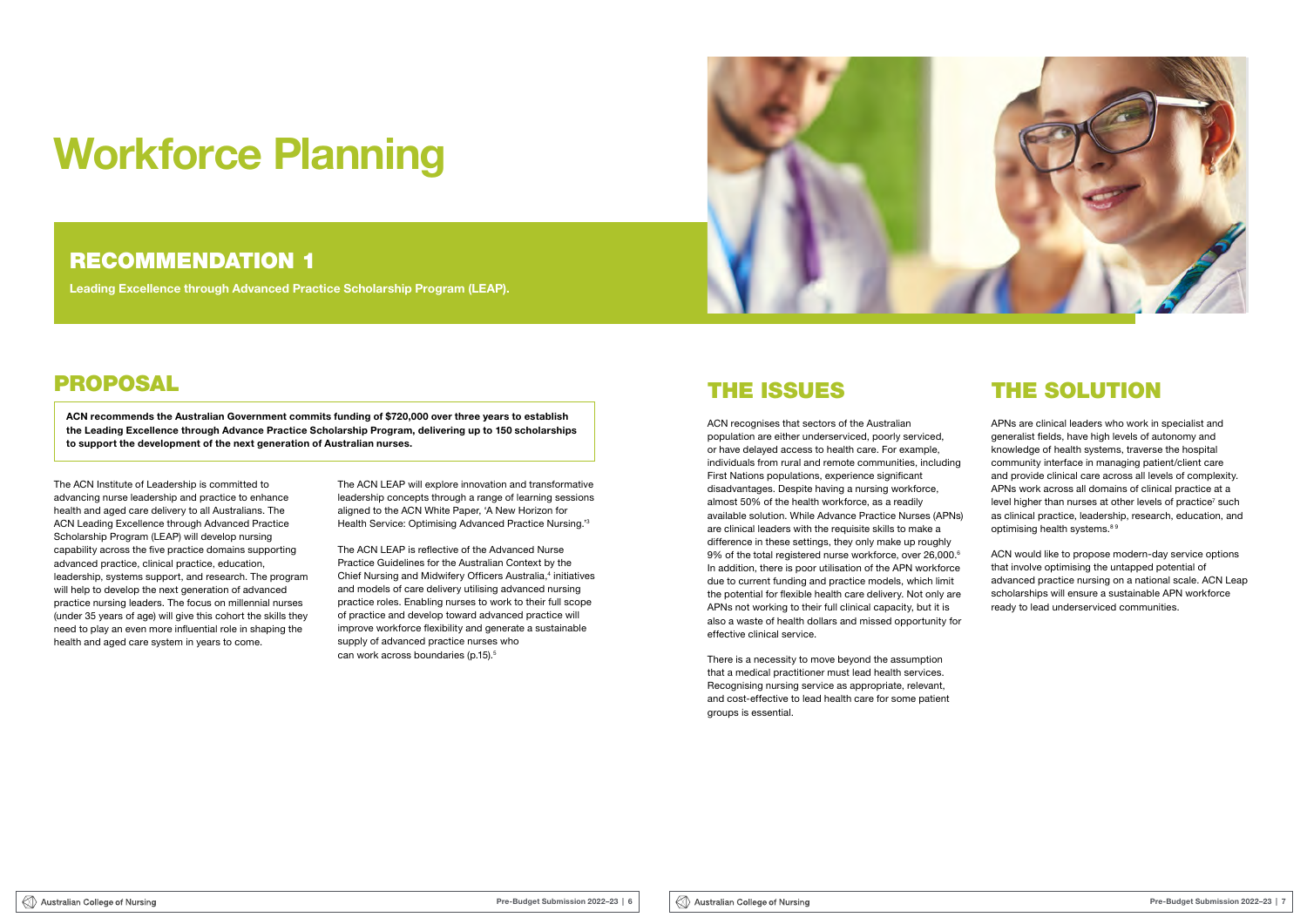# Workforce Planning

## RECOMMENDATION 1

**Leading Excellence through Advanced Practice Scholarship Program (LEAP).**

## PROPOSAL

**ACN recommends the Australian Government commits funding of $720,000 over three years to establish the Leading Excellence through Advance Practice Scholarship Program, delivering up to 150 scholarships to support the development of the next generation of Australian nurses.**

The ACN Institute of Leadership is committed to advancing nurse leadership and practice to enhance health and aged care delivery to all Australians. The ACN Leading Excellence through Advanced Practice Scholarship Program (LEAP) will develop nursing capability across the five practice domains supporting advanced practice, clinical practice, education, leadership, systems support, and research. The program will help to develop the next generation of advanced practice nursing leaders. The focus on millennial nurses (under 35 years of age) will give this cohort the skills they need to play an even more influential role in shaping the health and aged care system in years to come.

The ACN LEAP will explore innovation and transformative leadership concepts through a range of learning sessions aligned to the ACN White Paper, 'A New Horizon for Health Service: Optimising Advanced Practice Nursing.'[3]

The ACN LEAP is reflective of the Advanced Nurse Practice Guidelines for the Australian Context by the Chief Nursing and Midwifery Officers Australia,[4] initiatives and models of care delivery utilising advanced nursing practice roles. Enabling nurses to work to their full scope of practice and develop toward advanced practice will improve workforce flexibility and generate a sustainable supply of advanced practice nurses who can work across boundaries (p.15).[5]

## THE ISSUES

ACN recognises that sectors of the Australian population are either underserviced, poorly serviced, or have delayed access to health care. For example, individuals from rural and remote communities, including First Nations populations, experience significant disadvantages. Despite having a nursing workforce, almost 50% of the health workforce, as a readily available solution. While Advance Practice Nurses (APNs) are clinical leaders with the requisite skills to make a difference in these settings, they only make up roughly 9% of the total registered nurse workforce, over 26,000.[6] In addition, there is poor utilisation of the APN workforce due to current funding and practice models, which limit the potential for flexible health care delivery. Not only are APNs not working to their full clinical capacity, but it is also a waste of health dollars and missed opportunity for effective clinical service.

There is a necessity to move beyond the assumption that a medical practitioner must lead health services. Recognising nursing service as appropriate, relevant, and cost-effective to lead health care for some patient groups is essential.

## THE SOLUTION

APNs are clinical leaders who work in specialist and generalist fields, have high levels of autonomy and knowledge of health systems, traverse the hospital community interface in managing patient/client care and provide clinical care across all levels of complexity. APNs work across all domains of clinical practice at a level higher than nurses at other levels of practice[7] such as clinical practice, leadership, research, education, and optimising health systems.[8 9]

ACN would like to propose modern-day service options that involve optimising the untapped potential of advanced practice nursing on a national scale. ACN Leap scholarships will ensure a sustainable APN workforce ready to lead underserviced communities.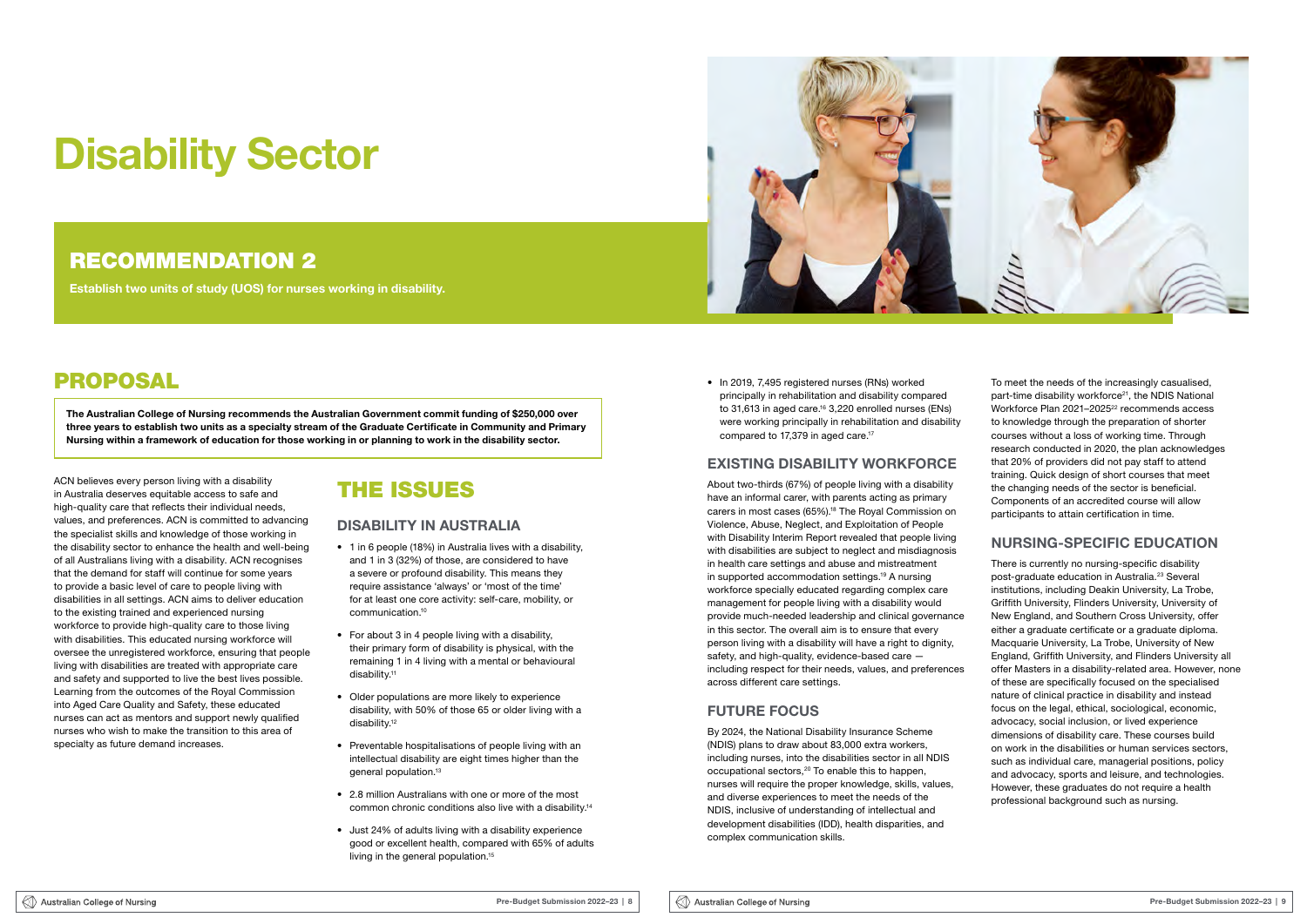# Disability Sector

## RECOMMENDATION 2

**Establish two units of study (UOS) for nurses working in disability.**

## PROPOSAL

**The Australian College of Nursing recommends the Australian Government commit funding of $250,000 over three years to establish two units as a specialty stream of the Graduate Certificate in Community and Primary Nursing within a framework of education for those working in or planning to work in the disability sector.**

ACN believes every person living with a disability in Australia deserves equitable access to safe and high-quality care that reflects their individual needs, values, and preferences. ACN is committed to advancing the specialist skills and knowledge of those working in the disability sector to enhance the health and well-being of all Australians living with a disability. ACN recognises that the demand for staff will continue for some years to provide a basic level of care to people living with disabilities in all settings. ACN aims to deliver education to the existing trained and experienced nursing workforce to provide high-quality care to those living with disabilities. This educated nursing workforce will oversee the unregistered workforce, ensuring that people living with disabilities are treated with appropriate care and safety and supported to live the best lives possible. Learning from the outcomes of the Royal Commission into Aged Care Quality and Safety, these educated nurses can act as mentors and support newly qualified nurses who wish to make the transition to this area of specialty as future demand increases.

## THE ISSUES

### DISABILITY IN AUSTRALIA

- 1 in 6 people (18%) in Australia lives with a disability, and 1 in 3 (32%) of those, are considered to have a severe or profound disability. This means they require assistance 'always' or 'most of the time' for at least one core activity: self-care, mobility, or communication.[10]
- For about 3 in 4 people living with a disability, their primary form of disability is physical, with the remaining 1 in 4 living with a mental or behavioural disability.[11]
- Older populations are more likely to experience disability, with 50% of those 65 or older living with a disability.[12]
- Preventable hospitalisations of people living with an intellectual disability are eight times higher than the general population.[13]
- 2.8 million Australians with one or more of the most common chronic conditions also live with a disability.[14]
- Just 24% of adults living with a disability experience good or excellent health, compared with 65% of adults living in the general population.[15]
- In 2019, 7,495 registered nurses (RNs) worked principally in rehabilitation and disability compared to 31,613 in aged care.[16] 3,220 enrolled nurses (ENs) were working principally in rehabilitation and disability compared to 17,379 in aged care.[17]

### EXISTING DISABILITY WORKFORCE

About two-thirds (67%) of people living with a disability have an informal carer, with parents acting as primary carers in most cases (65%).[18] The Royal Commission on Violence, Abuse, Neglect, and Exploitation of People with Disability Interim Report revealed that people living with disabilities are subject to neglect and misdiagnosis in health care settings and abuse and mistreatment in supported accommodation settings.[19] A nursing workforce specially educated regarding complex care management for people living with a disability would provide much-needed leadership and clinical governance in this sector. The overall aim is to ensure that every person living with a disability will have a right to dignity, safety, and high-quality, evidence-based care — including respect for their needs, values, and preferences across different care settings.

### FUTURE FOCUS

By 2024, the National Disability Insurance Scheme (NDIS) plans to draw about 83,000 extra workers, including nurses, into the disabilities sector in all NDIS occupational sectors,[20] To enable this to happen, nurses will require the proper knowledge, skills, values, and diverse experiences to meet the needs of the NDIS, inclusive of understanding of intellectual and development disabilities (IDD), health disparities, and complex communication skills.

To meet the needs of the increasingly casualised, part-time disability workforce[21], the NDIS National Workforce Plan 2021–2025[22] recommends access to knowledge through the preparation of shorter courses without a loss of working time. Through research conducted in 2020, the plan acknowledges that 20% of providers did not pay staff to attend training. Quick design of short courses that meet the changing needs of the sector is beneficial. Components of an accredited course will allow participants to attain certification in time.

### NURSING-SPECIFIC EDUCATION

There is currently no nursing-specific disability post-graduate education in Australia.[23] Several institutions, including Deakin University, La Trobe, Griffith University, Flinders University, University of New England, and Southern Cross University, offer either a graduate certificate or a graduate diploma. Macquarie University, La Trobe, University of New England, Griffith University, and Flinders University all offer Masters in a disability-related area. However, none of these are specifically focused on the specialised nature of clinical practice in disability and instead focus on the legal, ethical, sociological, economic, advocacy, social inclusion, or lived experience dimensions of disability care. These courses build on work in the disabilities or human services sectors, such as individual care, managerial positions, policy and advocacy, sports and leisure, and technologies. However, these graduates do not require a health professional background such as nursing.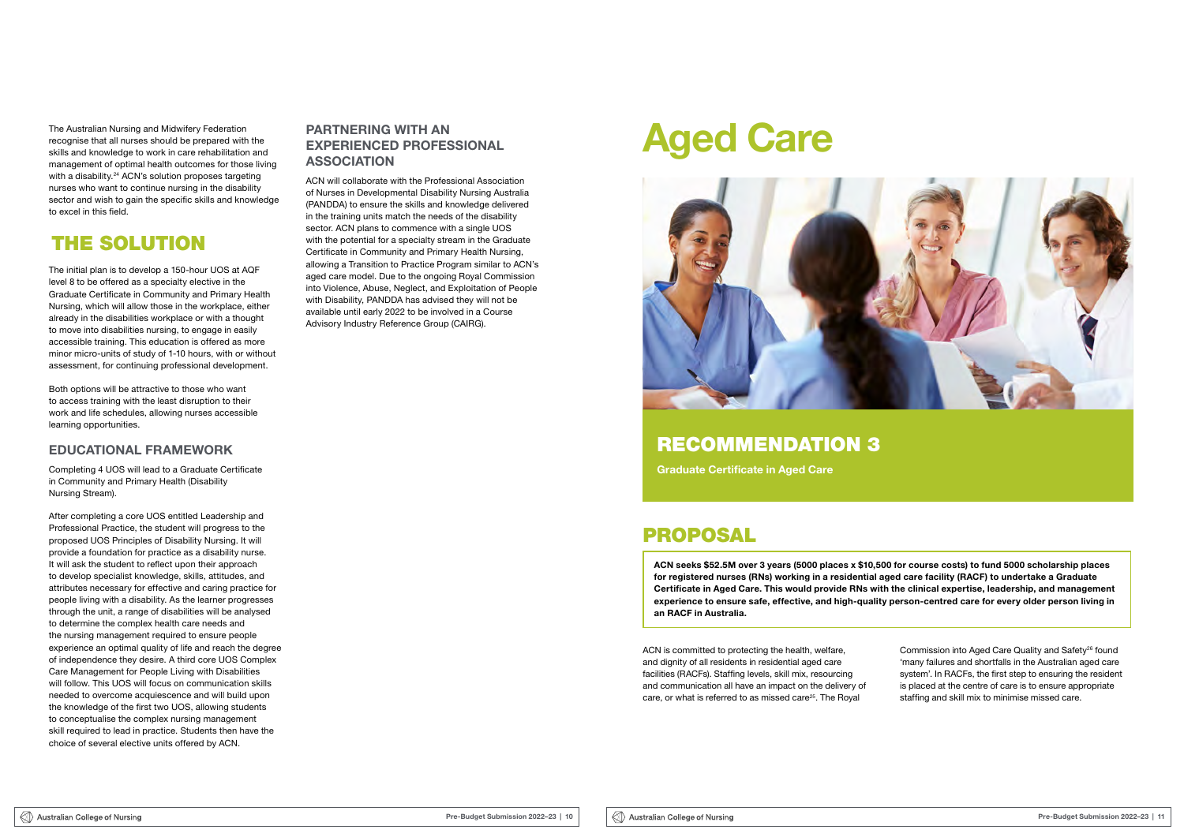The Australian Nursing and Midwifery Federation recognise that all nurses should be prepared with the skills and knowledge to work in care rehabilitation and management of optimal health outcomes for those living with a disability.[24] ACN's solution proposes targeting nurses who want to continue nursing in the disability sector and wish to gain the specific skills and knowledge to excel in this field.

## THE SOLUTION

The initial plan is to develop a 150-hour UOS at AQF level 8 to be offered as a specialty elective in the Graduate Certificate in Community and Primary Health Nursing, which will allow those in the workplace, either already in the disabilities workplace or with a thought to move into disabilities nursing, to engage in easily accessible training. This education is offered as more minor micro-units of study of 1-10 hours, with or without assessment, for continuing professional development.

Both options will be attractive to those who want to access training with the least disruption to their work and life schedules, allowing nurses accessible learning opportunities.

### EDUCATIONAL FRAMEWORK

Completing 4 UOS will lead to a Graduate Certificate in Community and Primary Health (Disability Nursing Stream).

After completing a core UOS entitled Leadership and Professional Practice, the student will progress to the proposed UOS Principles of Disability Nursing. It will provide a foundation for practice as a disability nurse. It will ask the student to reflect upon their approach to develop specialist knowledge, skills, attitudes, and attributes necessary for effective and caring practice for people living with a disability. As the learner progresses through the unit, a range of disabilities will be analysed to determine the complex health care needs and the nursing management required to ensure people experience an optimal quality of life and reach the degree of independence they desire. A third core UOS Complex Care Management for People Living with Disabilities will follow. This UOS will focus on communication skills needed to overcome acquiescence and will build upon the knowledge of the first two UOS, allowing students to conceptualise the complex nursing management skill required to lead in practice. Students then have the choice of several elective units offered by ACN.

### PARTNERING WITH AN EXPERIENCED PROFESSIONAL ASSOCIATION

ACN will collaborate with the Professional Association of Nurses in Developmental Disability Nursing Australia (PANDDA) to ensure the skills and knowledge delivered in the training units match the needs of the disability sector. ACN plans to commence with a single UOS with the potential for a specialty stream in the Graduate Certificate in Community and Primary Health Nursing, allowing a Transition to Practice Program similar to ACN's aged care model. Due to the ongoing Royal Commission into Violence, Abuse, Neglect, and Exploitation of People with Disability, PANDDA has advised they will not be available until early 2022 to be involved in a Course Advisory Industry Reference Group (CAIRG).

# Aged Care

## RECOMMENDATION 3

**Graduate Certificate in Aged Care**

## PROPOSAL

**ACN seeks $52.5M over 3 years (5000 places x $10,500 for course costs) to fund 5000 scholarship places for registered nurses (RNs) working in a residential aged care facility (RACF) to undertake a Graduate Certificate in Aged Care. This would provide RNs with the clinical expertise, leadership, and management experience to ensure safe, effective, and high-quality person-centred care for every older person living in an RACF in Australia.**

ACN is committed to protecting the health, welfare, and dignity of all residents in residential aged care facilities (RACFs). Staffing levels, skill mix, resourcing and communication all have an impact on the delivery of care, or what is referred to as missed care[25]. The Royal Commission into Aged Care Quality and Safety[26] found 'many failures and shortfalls in the Australian aged care system'. In RACFs, the first step to ensuring the resident is placed at the centre of care is to ensure appropriate staffing and skill mix to minimise missed care.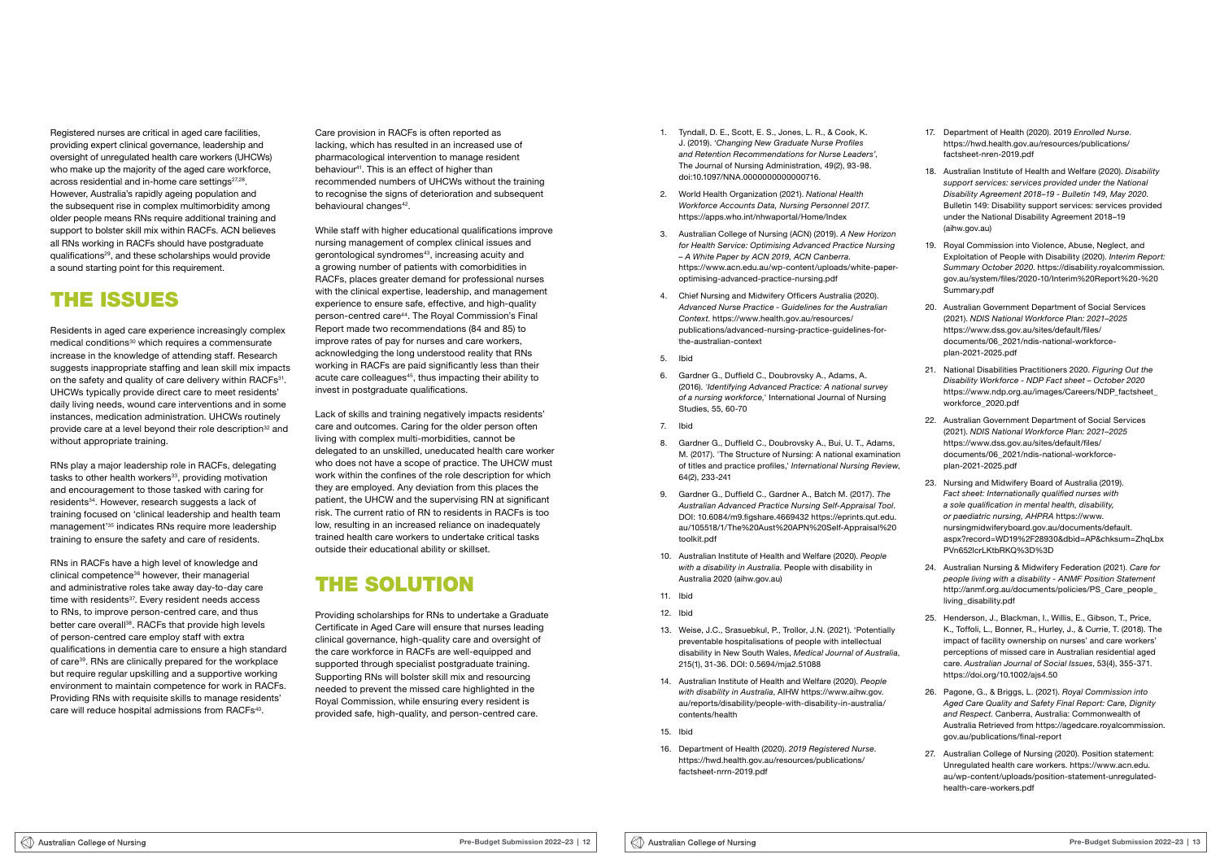Registered nurses are critical in aged care facilities, providing expert clinical governance, leadership and oversight of unregulated health care workers (UHCWs) who make up the majority of the aged care workforce, across residential and in-home care settings[27,28]. However, Australia's rapidly ageing population and the subsequent rise in complex multimorbidity among older people means RNs require additional training and support to bolster skill mix within RACFs. ACN believes all RNs working in RACFs should have postgraduate qualifications[29], and these scholarships would provide a sound starting point for this requirement.

## THE ISSUES

Residents in aged care experience increasingly complex medical conditions[30] which requires a commensurate increase in the knowledge of attending staff. Research suggests inappropriate staffing and lean skill mix impacts on the safety and quality of care delivery within RACFs[31]. UHCWs typically provide direct care to meet residents' daily living needs, wound care interventions and in some instances, medication administration. UHCWs routinely provide care at a level beyond their role description[32] and without appropriate training.

RNs play a major leadership role in RACFs, delegating tasks to other health workers[33], providing motivation and encouragement to those tasked with caring for residents[34]. However, research suggests a lack of training focused on 'clinical leadership and health team management'[35] indicates RNs require more leadership training to ensure the safety and care of residents.

RNs in RACFs have a high level of knowledge and clinical competence[36] however, their managerial and administrative roles take away day-to-day care time with residents[37]. Every resident needs access to RNs, to improve person-centred care, and thus better care overall[38]. RACFs that provide high levels of person-centred care employ staff with extra qualifications in dementia care to ensure a high standard of care[39]. RNs are clinically prepared for the workplace but require regular upskilling and a supportive working environment to maintain competence for work in RACFs. Providing RNs with requisite skills to manage residents' care will reduce hospital admissions from RACFs[40].

Care provision in RACFs is often reported as lacking, which has resulted in an increased use of pharmacological intervention to manage resident behaviour[41]. This is an effect of higher than recommended numbers of UHCWs without the training to recognise the signs of deterioration and subsequent behavioural changes[42].

While staff with higher educational qualifications improve nursing management of complex clinical issues and gerontological syndromes[43], increasing acuity and a growing number of patients with comorbidities in RACFs, places greater demand for professional nurses with the clinical expertise, leadership, and management experience to ensure safe, effective, and high-quality person-centred care[44]. The Royal Commission's Final Report made two recommendations (84 and 85) to improve rates of pay for nurses and care workers, acknowledging the long understood reality that RNs working in RACFs are paid significantly less than their acute care colleagues[45], thus impacting their ability to invest in postgraduate qualifications.

Lack of skills and training negatively impacts residents' care and outcomes. Caring for the older person often living with complex multi-morbidities, cannot be delegated to an unskilled, uneducated health care worker who does not have a scope of practice. The UHCW must work within the confines of the role description for which they are employed. Any deviation from this places the patient, the UHCW and the supervising RN at significant risk. The current ratio of RN to residents in RACFs is too low, resulting in an increased reliance on inadequately trained health care workers to undertake critical tasks outside their educational ability or skillset.

## THE SOLUTION

Providing scholarships for RNs to undertake a Graduate Certificate in Aged Care will ensure that nurses leading clinical governance, high-quality care and oversight of the care workforce in RACFs are well-equipped and supported through specialist postgraduate training. Supporting RNs will bolster skill mix and resourcing needed to prevent the missed care highlighted in the Royal Commission, while ensuring every resident is provided safe, high-quality, and person-centred care.

1. Tyndall, D. E., Scott, E. S., Jones, L. R., & Cook, K. J. (2019). '*Changing New Graduate Nurse Profiles and Retention Recommendations for Nurse Leaders*', The Journal of Nursing Administration, 49(2), 93-98. doi:10.1097/NNA.0000000000000716.
2. World Health Organization (2021). *National Health Workforce Accounts Data, Nursing Personnel 2017.* https://apps.who.int/nhwaportal/Home/Index
3. Australian College of Nursing (ACN) (2019). *A New Horizon for Health Service: Optimising Advanced Practice Nursing – A White Paper by ACN 2019, ACN Canberra.* https://www.acn.edu.au/wp-content/uploads/white-paper-optimising-advanced-practice-nursing.pdf
4. Chief Nursing and Midwifery Officers Australia (2020). *Advanced Nurse Practice - Guidelines for the Australian Context.* https://www.health.gov.au/resources/publications/advanced-nursing-practice-guidelines-for-the-australian-context
5. Ibid
6. Gardner G., Duffield C., Doubrovsky A., Adams, A. (2016). *'Identifying Advanced Practice: A national survey of a nursing workforce,'* International Journal of Nursing Studies, 55, 60-70
7. Ibid
8. Gardner G., Duffield C., Doubrovsky A., Bui, U. T., Adams, M. (2017). 'The Structure of Nursing: A national examination of titles and practice profiles,' *International Nursing Review*, 64(2), 233-241
9. Gardner G., Duffield C., Gardner A., Batch M. (2017). *The Australian Advanced Practice Nursing Self-Appraisal Tool*. DOI: 10.6084/m9.figshare.4669432 https://eprints.qut.edu.au/105518/1/The%20Aust%20APN%20Self-Appraisal%20toolkit.pdf
10. Australian Institute of Health and Welfare (2020). *People with a disability in Australia*. People with disability in Australia 2020 (aihw.gov.au)
11. Ibid
12. Ibid
13. Weise, J.C., Srasuebkul, P., Trollor, J.N. (2021). 'Potentially preventable hospitalisations of people with intellectual disability in New South Wales, *Medical Journal of Australia*, 215(1), 31-36. DOI: 0.5694/mja2.51088
14. Australian Institute of Health and Welfare (2020). *People with disability in Australia*, AIHW https://www.aihw.gov.au/reports/disability/people-with-disability-in-australia/contents/health
15. Ibid
16. Department of Health (2020). *2019 Registered Nurse*. https://hwd.health.gov.au/resources/publications/factsheet-nrrn-2019.pdf
17. Department of Health (2020). 2019 *Enrolled Nurse*. https://hwd.health.gov.au/resources/publications/factsheet-nren-2019.pdf
18. Australian Institute of Health and Welfare (2020). *Disability support services: services provided under the National Disability Agreement 2018–19 - Bulletin 149, May 2020.* Bulletin 149: Disability support services: services provided under the National Disability Agreement 2018–19 (aihw.gov.au)
19. Royal Commission into Violence, Abuse, Neglect, and Exploitation of People with Disability (2020). *Interim Report: Summary October 2020.* https://disability.royalcommission.gov.au/system/files/2020-10/Interim%20Report%20-%20Summary.pdf
20. Australian Government Department of Social Services (2021). *NDIS National Workforce Plan: 2021–2025* https://www.dss.gov.au/sites/default/files/documents/06_2021/ndis-national-workforce-plan-2021-2025.pdf
21. National Disabilities Practitioners 2020. *Figuring Out the Disability Workforce - NDP Fact sheet – October 2020* https://www.ndp.org.au/images/Careers/NDP_factsheet_workforce_2020.pdf
22. Australian Government Department of Social Services (2021). *NDIS National Workforce Plan: 2021–2025* https://www.dss.gov.au/sites/default/files/documents/06_2021/ndis-national-workforce-plan-2021-2025.pdf
23. Nursing and Midwifery Board of Australia (2019). *Fact sheet: Internationally qualified nurses with a sole qualification in mental health, disability, or paediatric nursing, AHPRA* https://www.nursingmidwiferyboard.gov.au/documents/default.aspx?record=WD19%2F28930&dbid=AP&chksum=ZhqLbxPVn652lcrLKtbRKQ%3D%3D
24. Australian Nursing & Midwifery Federation (2021). *Care for people living with a disability - ANMF Position Statement* http://anmf.org.au/documents/policies/PS_Care_people_living_disability.pdf
25. Henderson, J., Blackman, I., Willis, E., Gibson, T., Price, K., Toffoli, L., Bonner, R., Hurley, J., & Currie, T. (2018). The impact of facility ownership on nurses' and care workers' perceptions of missed care in Australian residential aged care. *Australian Journal of Social Issues*, 53(4), 355-371. https://doi.org/10.1002/ajs4.50
26. Pagone, G., & Briggs, L. (2021). *Royal Commission into Aged Care Quality and Safety Final Report: Care, Dignity and Respect*. Canberra, Australia: Commonwealth of Australia Retrieved from https://agedcare.royalcommission.gov.au/publications/final-report
27. Australian College of Nursing (2020). Position statement: Unregulated health care workers. https://www.acn.edu.au/wp-content/uploads/position-statement-unregulated-health-care-workers.pdf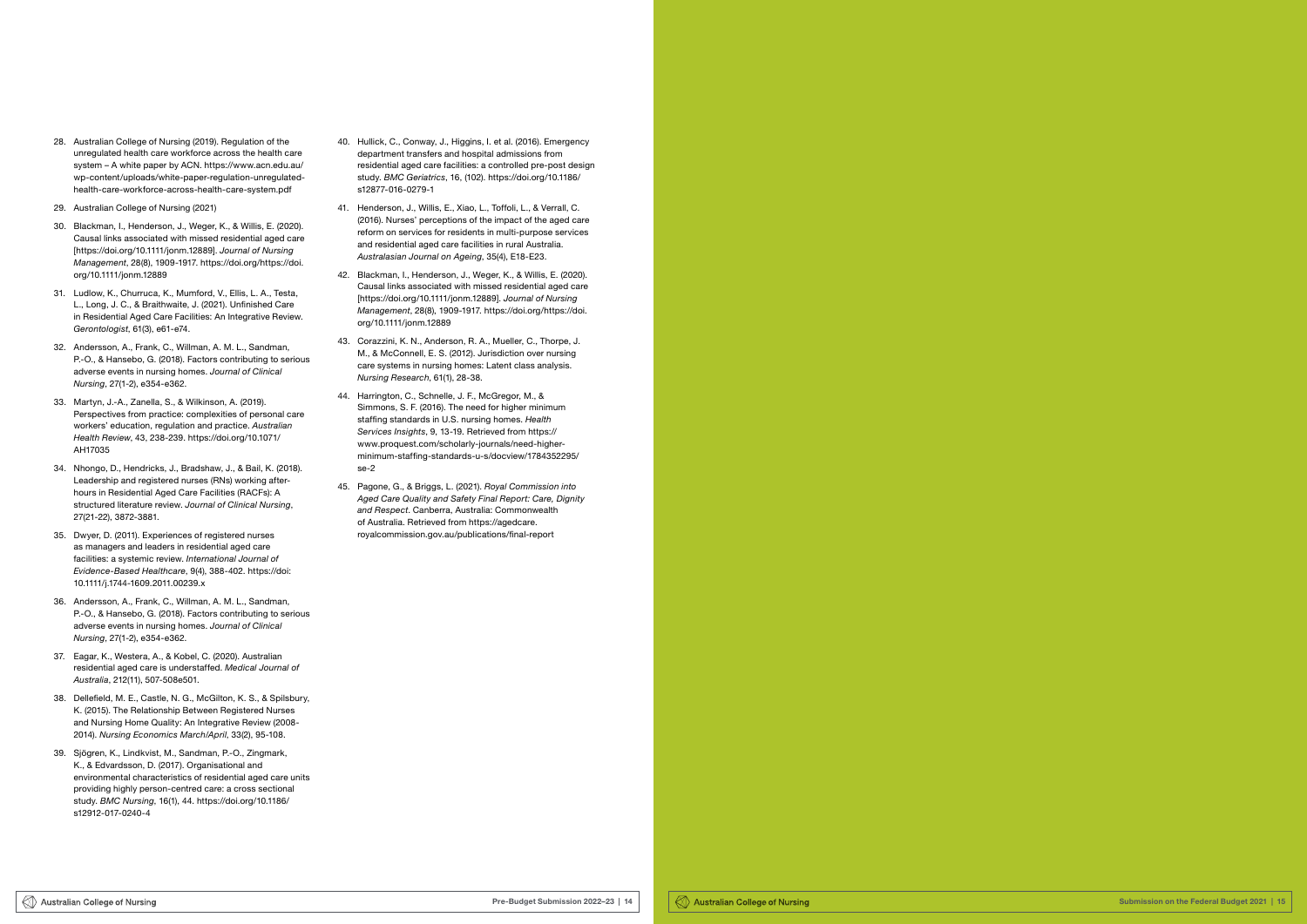28. Australian College of Nursing (2019). Regulation of the unregulated health care workforce across the health care system – A white paper by ACN. https://www.acn.edu.au/wp-content/uploads/white-paper-regulation-unregulated-health-care-workforce-across-health-care-system.pdf
29. Australian College of Nursing (2021)
30. Blackman, I., Henderson, J., Weger, K., & Willis, E. (2020). Causal links associated with missed residential aged care [https://doi.org/10.1111/jonm.12889]. *Journal of Nursing Management*, 28(8), 1909-1917. https://doi.org/https://doi.org/10.1111/jonm.12889
31. Ludlow, K., Churruca, K., Mumford, V., Ellis, L. A., Testa, L., Long, J. C., & Braithwaite, J. (2021). Unfinished Care in Residential Aged Care Facilities: An Integrative Review. *Gerontologist*, 61(3), e61-e74.
32. Andersson, A., Frank, C., Willman, A. M. L., Sandman, P.-O., & Hansebo, G. (2018). Factors contributing to serious adverse events in nursing homes. *Journal of Clinical Nursing*, 27(1-2), e354-e362.
33. Martyn, J.-A., Zanella, S., & Wilkinson, A. (2019). Perspectives from practice: complexities of personal care workers' education, regulation and practice. *Australian Health Review*, 43, 238-239. https://doi.org/10.1071/AH17035
34. Nhongo, D., Hendricks, J., Bradshaw, J., & Bail, K. (2018). Leadership and registered nurses (RNs) working after-hours in Residential Aged Care Facilities (RACFs): A structured literature review. *Journal of Clinical Nursing*, 27(21-22), 3872-3881.
35. Dwyer, D. (2011). Experiences of registered nurses as managers and leaders in residential aged care facilities: a systemic review. *International Journal of Evidence-Based Healthcare*, 9(4), 388-402. https://doi: 10.1111/j.1744-1609.2011.00239.x
36. Andersson, A., Frank, C., Willman, A. M. L., Sandman, P.-O., & Hansebo, G. (2018). Factors contributing to serious adverse events in nursing homes. *Journal of Clinical Nursing*, 27(1-2), e354-e362.
37. Eagar, K., Westera, A., & Kobel, C. (2020). Australian residential aged care is understaffed. *Medical Journal of Australia*, 212(11), 507-508e501.
38. Dellefield, M. E., Castle, N. G., McGilton, K. S., & Spilsbury, K. (2015). The Relationship Between Registered Nurses and Nursing Home Quality: An Integrative Review (2008-2014). *Nursing Economics March/April*, 33(2), 95-108.
39. Sjögren, K., Lindkvist, M., Sandman, P.-O., Zingmark, K., & Edvardsson, D. (2017). Organisational and environmental characteristics of residential aged care units providing highly person-centred care: a cross sectional study. *BMC Nursing*, 16(1), 44. https://doi.org/10.1186/s12912-017-0240-4
40. Hullick, C., Conway, J., Higgins, I. et al. (2016). Emergency department transfers and hospital admissions from residential aged care facilities: a controlled pre-post design study. *BMC Geriatrics*, 16, (102). https://doi.org/10.1186/s12877-016-0279-1
41. Henderson, J., Willis, E., Xiao, L., Toffoli, L., & Verrall, C. (2016). Nurses' perceptions of the impact of the aged care reform on services for residents in multi-purpose services and residential aged care facilities in rural Australia. *Australasian Journal on Ageing*, 35(4), E18-E23.
42. Blackman, I., Henderson, J., Weger, K., & Willis, E. (2020). Causal links associated with missed residential aged care [https://doi.org/10.1111/jonm.12889]. *Journal of Nursing Management*, 28(8), 1909-1917. https://doi.org/https://doi.org/10.1111/jonm.12889
43. Corazzini, K. N., Anderson, R. A., Mueller, C., Thorpe, J. M., & McConnell, E. S. (2012). Jurisdiction over nursing care systems in nursing homes: Latent class analysis. *Nursing Research*, 61(1), 28-38.
44. Harrington, C., Schnelle, J. F., McGregor, M., & Simmons, S. F. (2016). The need for higher minimum staffing standards in U.S. nursing homes. *Health Services Insights*, 9, 13-19. Retrieved from https://www.proquest.com/scholarly-journals/need-higher-minimum-staffing-standards-u-s/docview/1784352295/se-2
45. Pagone, G., & Briggs, L. (2021). *Royal Commission into Aged Care Quality and Safety Final Report: Care, Dignity and Respect*. Canberra, Australia: Commonwealth of Australia. Retrieved from https://agedcare.royalcommission.gov.au/publications/final-report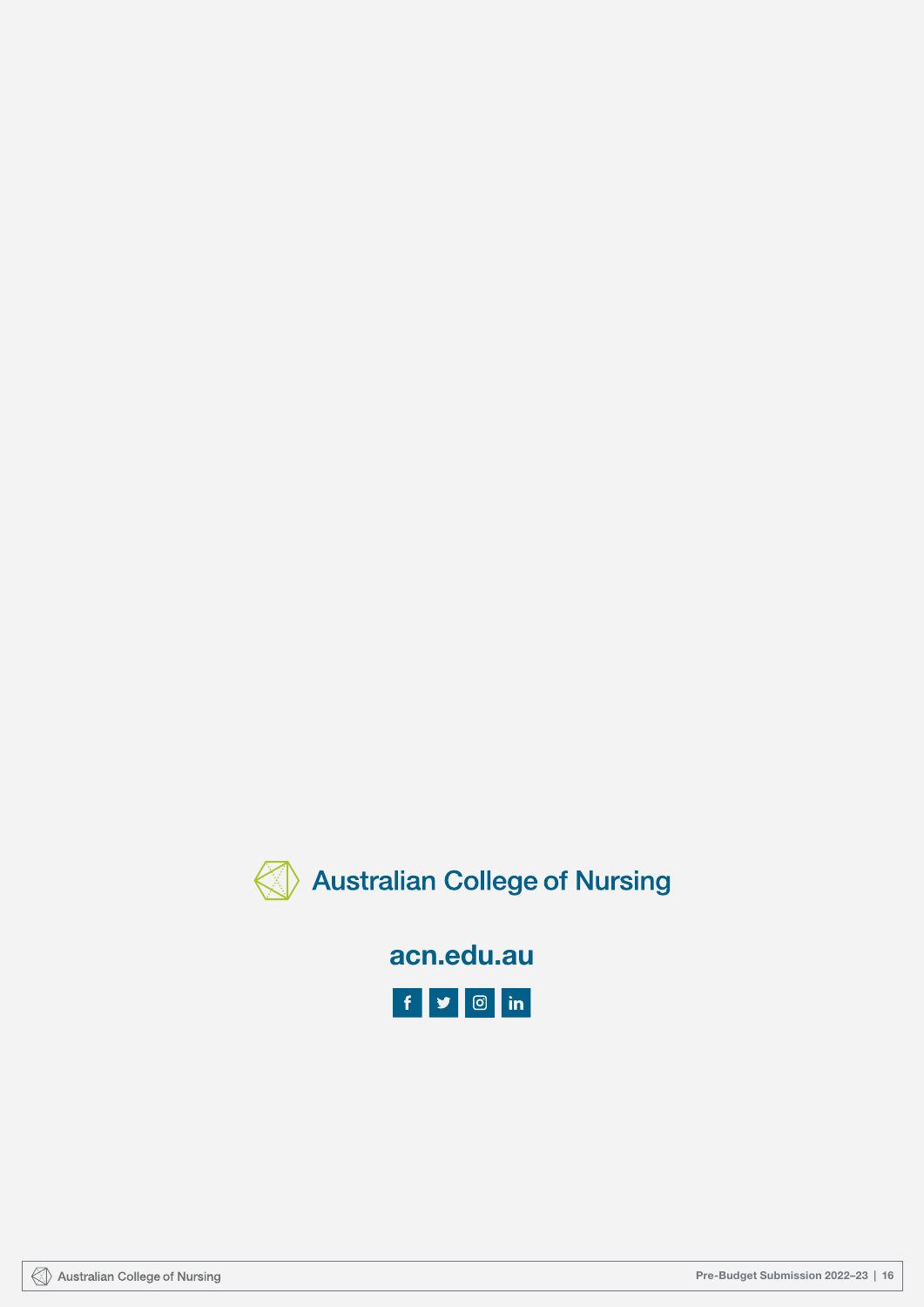Australian College of Nursing

acn.edu.au